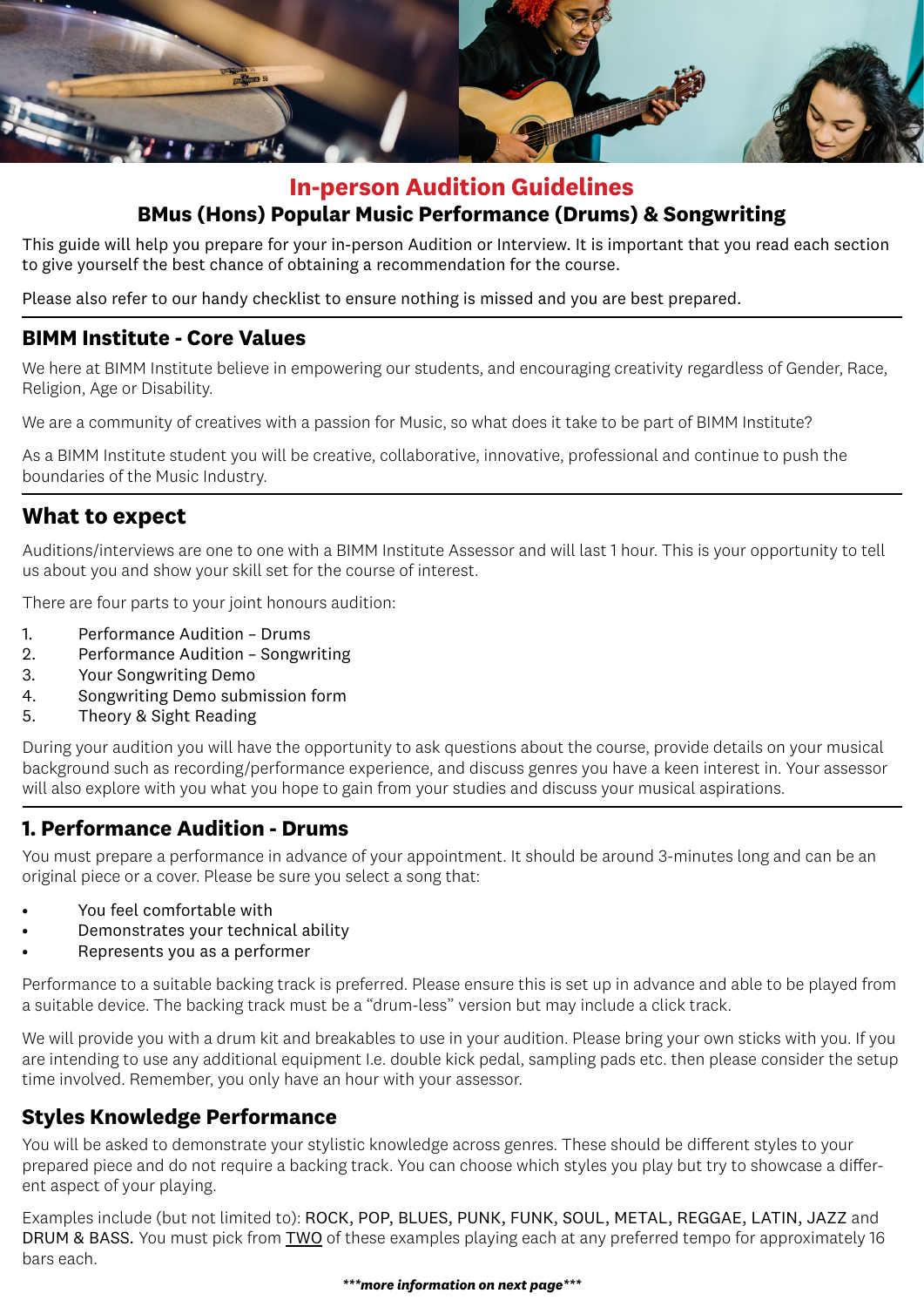# In-person Audition Guidelines

## BMus (Hons) Popular Music Performance (Drums) & Songwriting

This guide will help you prepare for your in-person Audition or Interview. It is important that you read each section to give yourself the best chance of obtaining a recommendation for the course.

Please also refer to our handy checklist to ensure nothing is missed and you are best prepared.

## BIMM Institute - Core Values

We here at BIMM Institute believe in empowering our students, and encouraging creativity regardless of Gender, Race, Religion, Age or Disability.

We are a community of creatives with a passion for Music, so what does it take to be part of BIMM Institute?

As a BIMM Institute student you will be creative, collaborative, innovative, professional and continue to push the boundaries of the Music Industry.

## What to expect

Auditions/interviews are one to one with a BIMM Institute Assessor and will last 1 hour. This is your opportunity to tell us about you and show your skill set for the course of interest.

There are four parts to your joint honours audition:

1. Performance Audition – Drums
2. Performance Audition – Songwriting
3. Your Songwriting Demo
4. Songwriting Demo submission form
5. Theory & Sight Reading

During your audition you will have the opportunity to ask questions about the course, provide details on your musical background such as recording/performance experience, and discuss genres you have a keen interest in. Your assessor will also explore with you what you hope to gain from your studies and discuss your musical aspirations.

## 1. Performance Audition - Drums

You must prepare a performance in advance of your appointment. It should be around 3-minutes long and can be an original piece or a cover. Please be sure you select a song that:

- You feel comfortable with
- Demonstrates your technical ability
- Represents you as a performer

Performance to a suitable backing track is preferred. Please ensure this is set up in advance and able to be played from a suitable device. The backing track must be a "drum-less" version but may include a click track.

We will provide you with a drum kit and breakables to use in your audition. Please bring your own sticks with you. If you are intending to use any additional equipment I.e. double kick pedal, sampling pads etc. then please consider the setup time involved. Remember, you only have an hour with your assessor.

### Styles Knowledge Performance

You will be asked to demonstrate your stylistic knowledge across genres. These should be different styles to your prepared piece and do not require a backing track. You can choose which styles you play but try to showcase a different aspect of your playing.

Examples include (but not limited to): ROCK, POP, BLUES, PUNK, FUNK, SOUL, METAL, REGGAE, LATIN, JAZZ and DRUM & BASS. You must pick from TWO of these examples playing each at any preferred tempo for approximately 16 bars each.

***\*\*\*more information on next page\*\*\****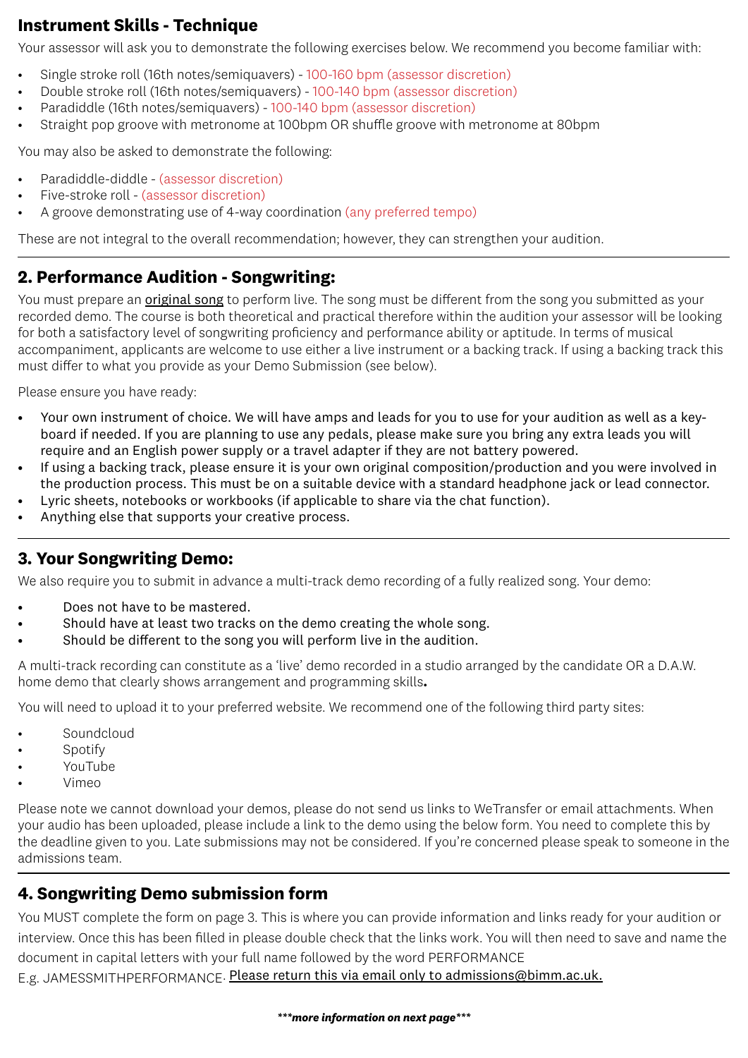## Instrument Skills - Technique

Your assessor will ask you to demonstrate the following exercises below. We recommend you become familiar with:

- Single stroke roll (16th notes/semiquavers) - 100-160 bpm (assessor discretion)
- Double stroke roll (16th notes/semiquavers) - 100-140 bpm (assessor discretion)
- Paradiddle (16th notes/semiquavers) - 100-140 bpm (assessor discretion)
- Straight pop groove with metronome at 100bpm OR shuffle groove with metronome at 80bpm

You may also be asked to demonstrate the following:

- Paradiddle-diddle - (assessor discretion)
- Five-stroke roll - (assessor discretion)
- A groove demonstrating use of 4-way coordination (any preferred tempo)

These are not integral to the overall recommendation; however, they can strengthen your audition.

## 2. Performance Audition - Songwriting:

You must prepare an original song to perform live. The song must be different from the song you submitted as your recorded demo. The course is both theoretical and practical therefore within the audition your assessor will be looking for both a satisfactory level of songwriting proficiency and performance ability or aptitude. In terms of musical accompaniment, applicants are welcome to use either a live instrument or a backing track. If using a backing track this must differ to what you provide as your Demo Submission (see below).

Please ensure you have ready:

- Your own instrument of choice. We will have amps and leads for you to use for your audition as well as a keyboard if needed. If you are planning to use any pedals, please make sure you bring any extra leads you will require and an English power supply or a travel adapter if they are not battery powered.
- If using a backing track, please ensure it is your own original composition/production and you were involved in the production process. This must be on a suitable device with a standard headphone jack or lead connector.
- Lyric sheets, notebooks or workbooks (if applicable to share via the chat function).
- Anything else that supports your creative process.

## 3. Your Songwriting Demo:

We also require you to submit in advance a multi-track demo recording of a fully realized song. Your demo:

- Does not have to be mastered.
- Should have at least two tracks on the demo creating the whole song.
- Should be different to the song you will perform live in the audition.

A multi-track recording can constitute as a 'live' demo recorded in a studio arranged by the candidate OR a D.A.W. home demo that clearly shows arrangement and programming skills**.**

You will need to upload it to your preferred website. We recommend one of the following third party sites:

- Soundcloud
- Spotify
- YouTube
- Vimeo

Please note we cannot download your demos, please do not send us links to WeTransfer or email attachments. When your audio has been uploaded, please include a link to the demo using the below form. You need to complete this by the deadline given to you. Late submissions may not be considered. If you're concerned please speak to someone in the admissions team.

## 4. Songwriting Demo submission form

You MUST complete the form on page 3. This is where you can provide information and links ready for your audition or interview. Once this has been filled in please double check that the links work. You will then need to save and name the document in capital letters with your full name followed by the word PERFORMANCE
E.g. JAMESSMITHPERFORMANCE. Please return this via email only to admissions@bimm.ac.uk.

***more information on next page***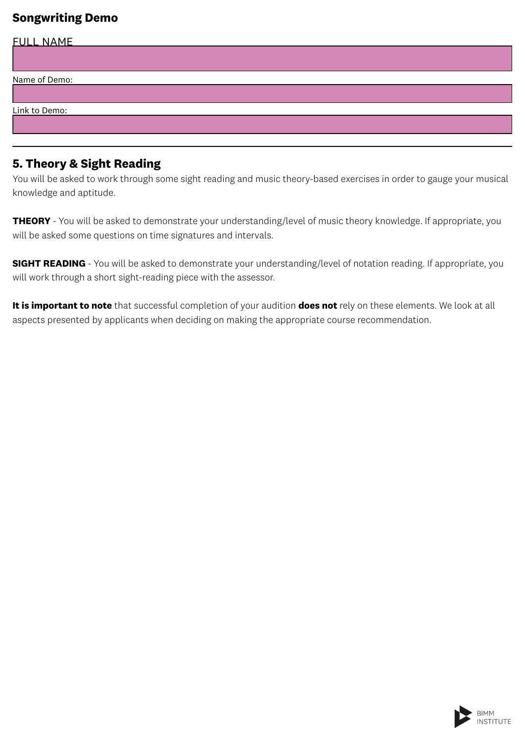## Songwriting Demo

FULL NAME

Name of Demo:

Link to Demo:

---

## 5. Theory & Sight Reading

You will be asked to work through some sight reading and music theory-based exercises in order to gauge your musical knowledge and aptitude.

**THEORY** - You will be asked to demonstrate your understanding/level of music theory knowledge. If appropriate, you will be asked some questions on time signatures and intervals.

**SIGHT READING** - You will be asked to demonstrate your understanding/level of notation reading. If appropriate, you will work through a short sight-reading piece with the assessor.

**It is important to note** that successful completion of your audition **does not** rely on these elements. We look at all aspects presented by applicants when deciding on making the appropriate course recommendation.